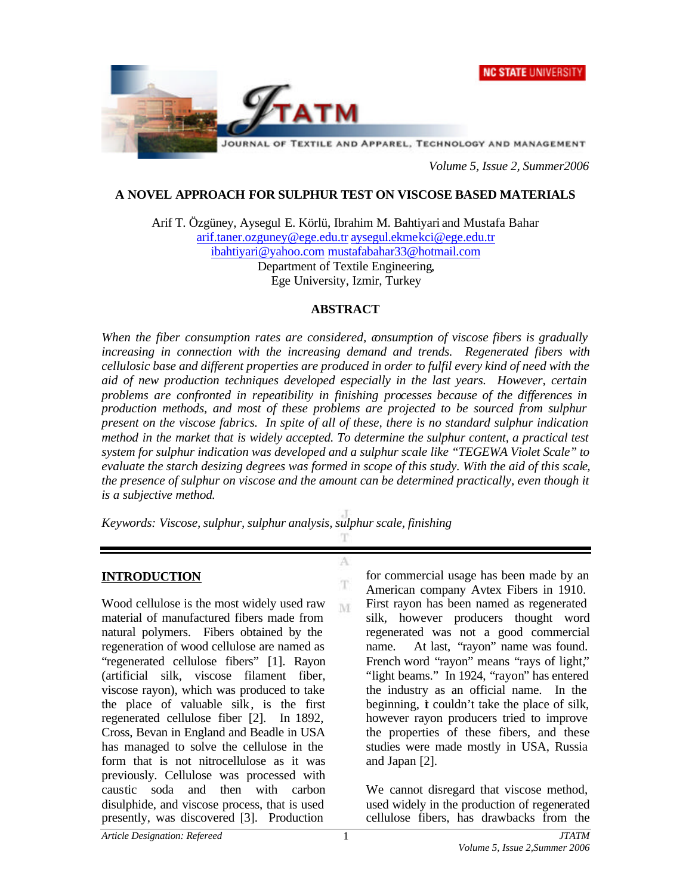# A NOVEL APPROACH FOR SULPHUR TEST ON VISCOSE BASED MATERIALS

Arif T. Özgüney, Aysegul E. Körlü, Ibrahim M. Bahtiyari and Mustafa Bahar
arif.taner.ozguney@ege.edu.tr aysegul.ekmekci@ege.edu.tr
ibahtiyari@yahoo.com mustafabahar33@hotmail.com
Department of Textile Engineering,
Ege University, Izmir, Turkey

## ABSTRACT

*When the fiber consumption rates are considered, consumption of viscose fibers is gradually increasing in connection with the increasing demand and trends. Regenerated fibers with cellulosic base and different properties are produced in order to fulfil every kind of need with the aid of new production techniques developed especially in the last years. However, certain problems are confronted in repeatibility in finishing processes because of the differences in production methods, and most of these problems are projected to be sourced from sulphur present on the viscose fabrics. In spite of all of these, there is no standard sulphur indication method in the market that is widely accepted. To determine the sulphur content, a practical test system for sulphur indication was developed and a sulphur scale like "TEGEWA Violet Scale" to evaluate the starch desizing degrees was formed in scope of this study. With the aid of this scale, the presence of sulphur on viscose and the amount can be determined practically, even though it is a subjective method.*

*Keywords: Viscose, sulphur, sulphur analysis, sulphur scale, finishing*

## INTRODUCTION

Wood cellulose is the most widely used raw material of manufactured fibers made from natural polymers. Fibers obtained by the regeneration of wood cellulose are named as "regenerated cellulose fibers" [1]. Rayon (artificial silk, viscose filament fiber, viscose rayon), which was produced to take the place of valuable silk, is the first regenerated cellulose fiber [2]. In 1892, Cross, Bevan in England and Beadle in USA has managed to solve the cellulose in the form that is not nitrocellulose as it was previously. Cellulose was processed with caustic soda and then with carbon disulphide, and viscose process, that is used presently, was discovered [3]. Production for commercial usage has been made by an American company Avtex Fibers in 1910. First rayon has been named as regenerated silk, however producers thought word regenerated was not a good commercial name. At last, "rayon" name was found. French word "rayon" means "rays of light," "light beams." In 1924, "rayon" has entered the industry as an official name. In the beginning, it couldn't take the place of silk, however rayon producers tried to improve the properties of these fibers, and these studies were made mostly in USA, Russia and Japan [2].

We cannot disregard that viscose method, used widely in the production of regenerated cellulose fibers, has drawbacks from the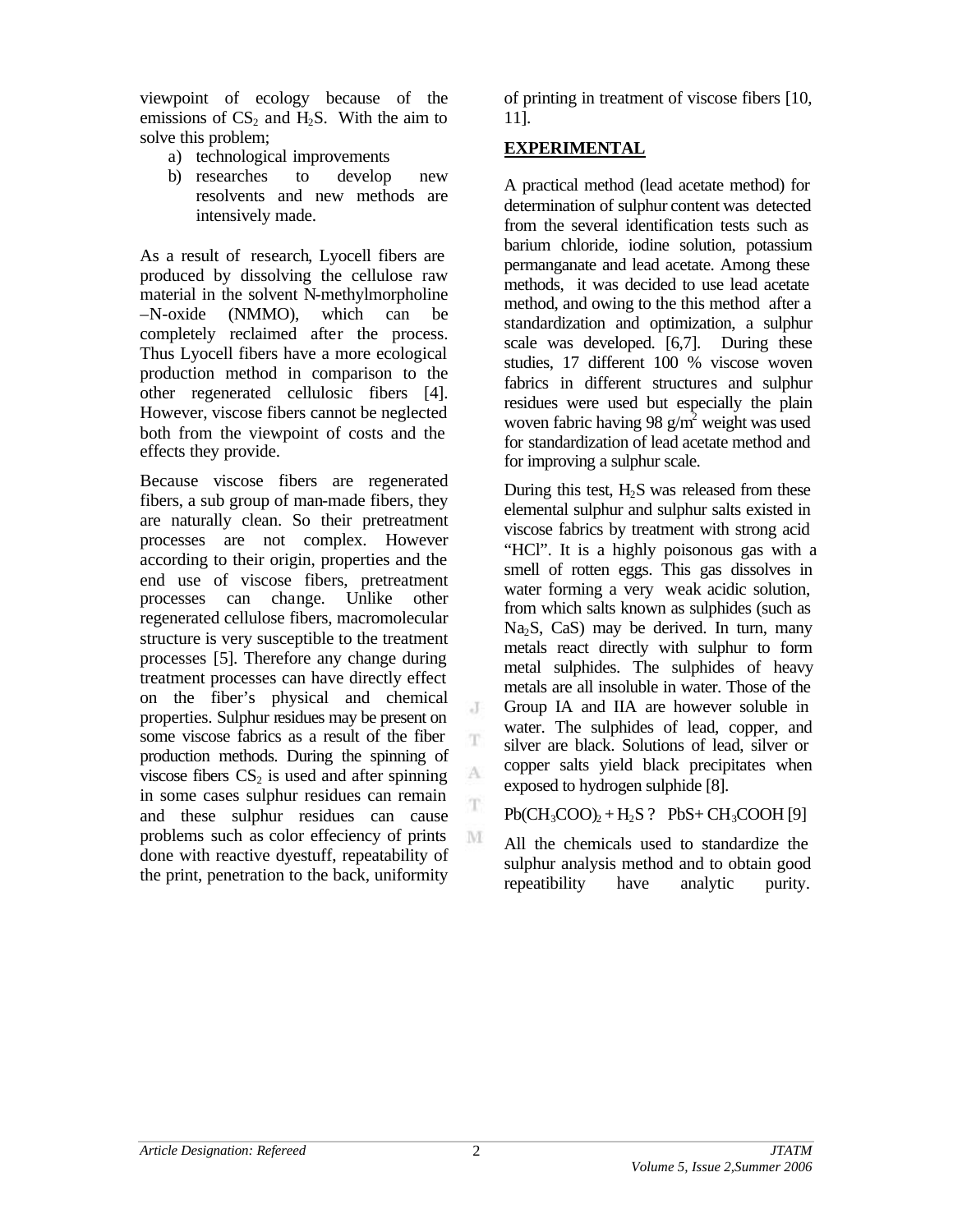viewpoint of ecology because of the emissions of $CS_2$ and $H_2S$. With the aim to solve this problem;

a) technological improvements
b) researches to develop new resolvents and new methods are intensively made.

As a result of research, Lyocell fibers are produced by dissolving the cellulose raw material in the solvent N-methylmorpholine –N-oxide (NMMO), which can be completely reclaimed after the process. Thus Lyocell fibers have a more ecological production method in comparison to the other regenerated cellulosic fibers [4]. However, viscose fibers cannot be neglected both from the viewpoint of costs and the effects they provide.

Because viscose fibers are regenerated fibers, a sub group of man-made fibers, they are naturally clean. So their pretreatment processes are not complex. However according to their origin, properties and the end use of viscose fibers, pretreatment processes can change. Unlike other regenerated cellulose fibers, macromolecular structure is very susceptible to the treatment processes [5]. Therefore any change during treatment processes can have directly effect on the fiber's physical and chemical properties. Sulphur residues may be present on some viscose fabrics as a result of the fiber production methods. During the spinning of viscose fibers $CS_2$ is used and after spinning in some cases sulphur residues can remain and these sulphur residues can cause problems such as color effeciency of prints done with reactive dyestuff, repeatability of the print, penetration to the back, uniformity of printing in treatment of viscose fibers [10, 11].

## EXPERIMENTAL

A practical method (lead acetate method) for determination of sulphur content was detected from the several identification tests such as barium chloride, iodine solution, potassium permanganate and lead acetate. Among these methods, it was decided to use lead acetate method, and owing to the this method after a standardization and optimization, a sulphur scale was developed. [6,7]. During these studies, 17 different 100 % viscose woven fabrics in different structures and sulphur residues were used but especially the plain woven fabric having 98 g/m$^2$ weight was used for standardization of lead acetate method and for improving a sulphur scale.

During this test, $H_2S$ was released from these elemental sulphur and sulphur salts existed in viscose fabrics by treatment with strong acid "HCl". It is a highly poisonous gas with a smell of rotten eggs. This gas dissolves in water forming a very weak acidic solution, from which salts known as sulphides (such as $Na_2S$, $CaS$) may be derived. In turn, many metals react directly with sulphur to form metal sulphides. The sulphides of heavy metals are all insoluble in water. Those of the Group IA and IIA are however soluble in water. The sulphides of lead, copper, and silver are black. Solutions of lead, silver or copper salts yield black precipitates when exposed to hydrogen sulphide [8].

$Pb(CH_3COO)_2 + H_2S$ ? $PbS + CH_3COOH$ [9]

All the chemicals used to standardize the sulphur analysis method and to obtain good repeatibility have analytic purity.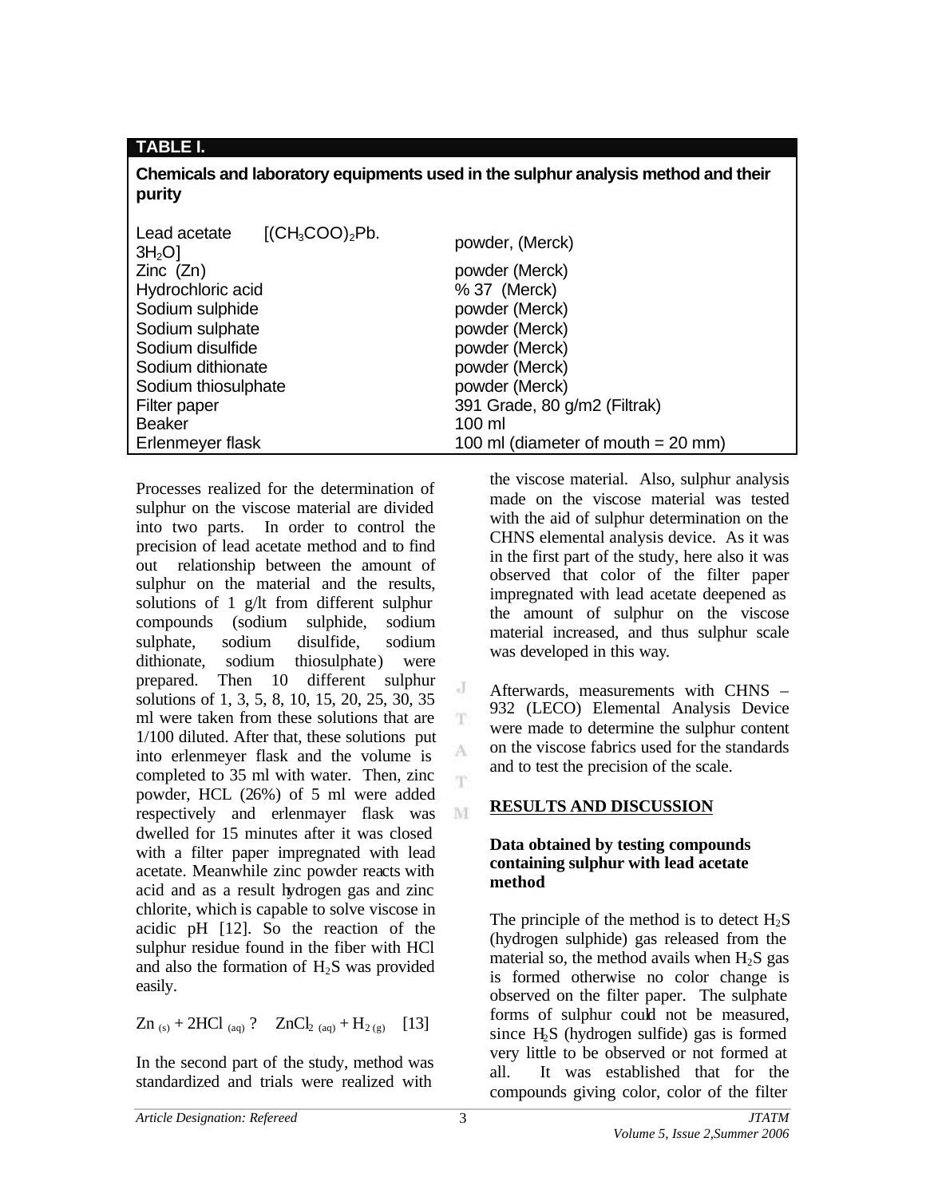**TABLE I.**

**Chemicals and laboratory equipments used in the sulphur analysis method and their purity**

| | |
|---|---|
| Lead acetate [$(CH_3COO)_2Pb.3H_2O$] | powder, (Merck) |
| Zinc (Zn) | powder (Merck) |
| Hydrochloric acid | % 37 (Merck) |
| Sodium sulphide | powder (Merck) |
| Sodium sulphate | powder (Merck) |
| Sodium disulfide | powder (Merck) |
| Sodium dithionate | powder (Merck) |
| Sodium thiosulphate | powder (Merck) |
| Filter paper | 391 Grade, 80 g/m2 (Filtrak) |
| Beaker | 100 ml |
| Erlenmeyer flask | 100 ml (diameter of mouth = 20 mm) |

Processes realized for the determination of sulphur on the viscose material are divided into two parts. In order to control the precision of lead acetate method and to find out relationship between the amount of sulphur on the material and the results, solutions of 1 g/lt from different sulphur compounds (sodium sulphide, sodium sulphate, sodium disulfide, sodium dithionate, sodium thiosulphate) were prepared. Then 10 different sulphur solutions of 1, 3, 5, 8, 10, 15, 20, 25, 30, 35 ml were taken from these solutions that are 1/100 diluted. After that, these solutions put into erlenmeyer flask and the volume is completed to 35 ml with water. Then, zinc powder, HCL (26%) of 5 ml were added respectively and erlenmayer flask was dwelled for 15 minutes after it was closed with a filter paper impregnated with lead acetate. Meanwhile zinc powder reacts with acid and as a result hydrogen gas and zinc chlorite, which is capable to solve viscose in acidic pH [12]. So the reaction of the sulphur residue found in the fiber with HCl and also the formation of $H_2S$ was provided easily.

$$Zn_{(s)} + 2HCl_{(aq)} ? \quad ZnCl_{2\,(aq)} + H_{2\,(g)} \quad [13]$$

In the second part of the study, method was standardized and trials were realized with the viscose material. Also, sulphur analysis made on the viscose material was tested with the aid of sulphur determination on the CHNS elemental analysis device. As it was in the first part of the study, here also it was observed that color of the filter paper impregnated with lead acetate deepened as the amount of sulphur on the viscose material increased, and thus sulphur scale was developed in this way.

Afterwards, measurements with CHNS – 932 (LECO) Elemental Analysis Device were made to determine the sulphur content on the viscose fabrics used for the standards and to test the precision of the scale.

## RESULTS AND DISCUSSION

### Data obtained by testing compounds containing sulphur with lead acetate method

The principle of the method is to detect $H_2S$ (hydrogen sulphide) gas released from the material so, the method avails when $H_2S$ gas is formed otherwise no color change is observed on the filter paper. The sulphate forms of sulphur could not be measured, since $H_2S$ (hydrogen sulfide) gas is formed very little to be observed or not formed at all. It was established that for the compounds giving color, color of the filter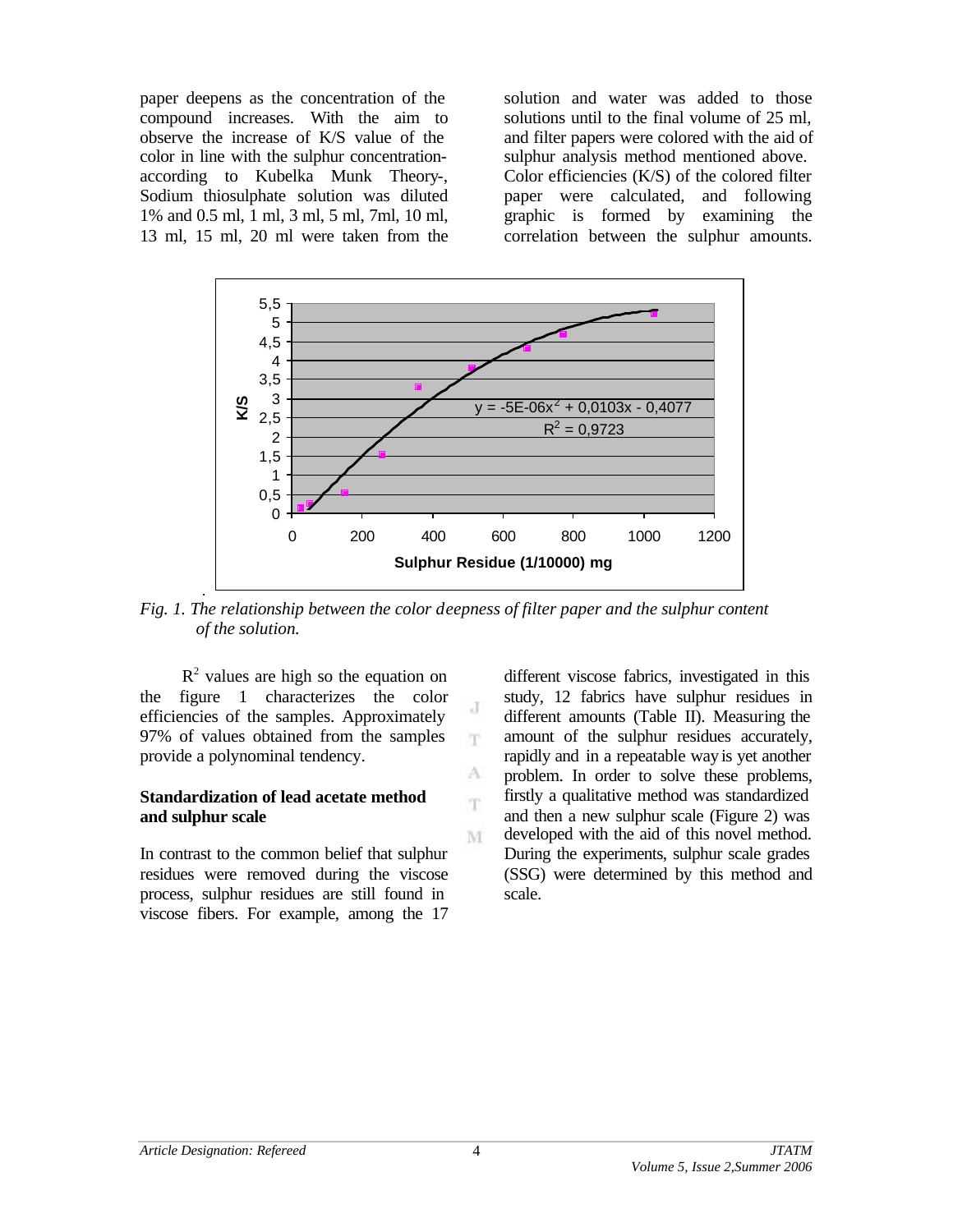paper deepens as the concentration of the compound increases. With the aim to observe the increase of K/S value of the color in line with the sulphur concentration-according to Kubelka Munk Theory-, Sodium thiosulphate solution was diluted 1% and 0.5 ml, 1 ml, 3 ml, 5 ml, 7ml, 10 ml, 13 ml, 15 ml, 20 ml were taken from the solution and water was added to those solutions until to the final volume of 25 ml, and filter papers were colored with the aid of sulphur analysis method mentioned above. Color efficiencies (K/S) of the colored filter paper were calculated, and following graphic is formed by examining the correlation between the sulphur amounts.

*Fig. 1. The relationship between the color deepness of filter paper and the sulphur content of the solution.*

$R^2$ values are high so the equation on the figure 1 characterizes the color efficiencies of the samples. Approximately 97% of values obtained from the samples provide a polynominal tendency.

### Standardization of lead acetate method and sulphur scale

In contrast to the common belief that sulphur residues were removed during the viscose process, sulphur residues are still found in viscose fibers. For example, among the 17 different viscose fabrics, investigated in this study, 12 fabrics have sulphur residues in different amounts (Table II). Measuring the amount of the sulphur residues accurately, rapidly and in a repeatable way is yet another problem. In order to solve these problems, firstly a qualitative method was standardized and then a new sulphur scale (Figure 2) was developed with the aid of this novel method. During the experiments, sulphur scale grades (SSG) were determined by this method and scale.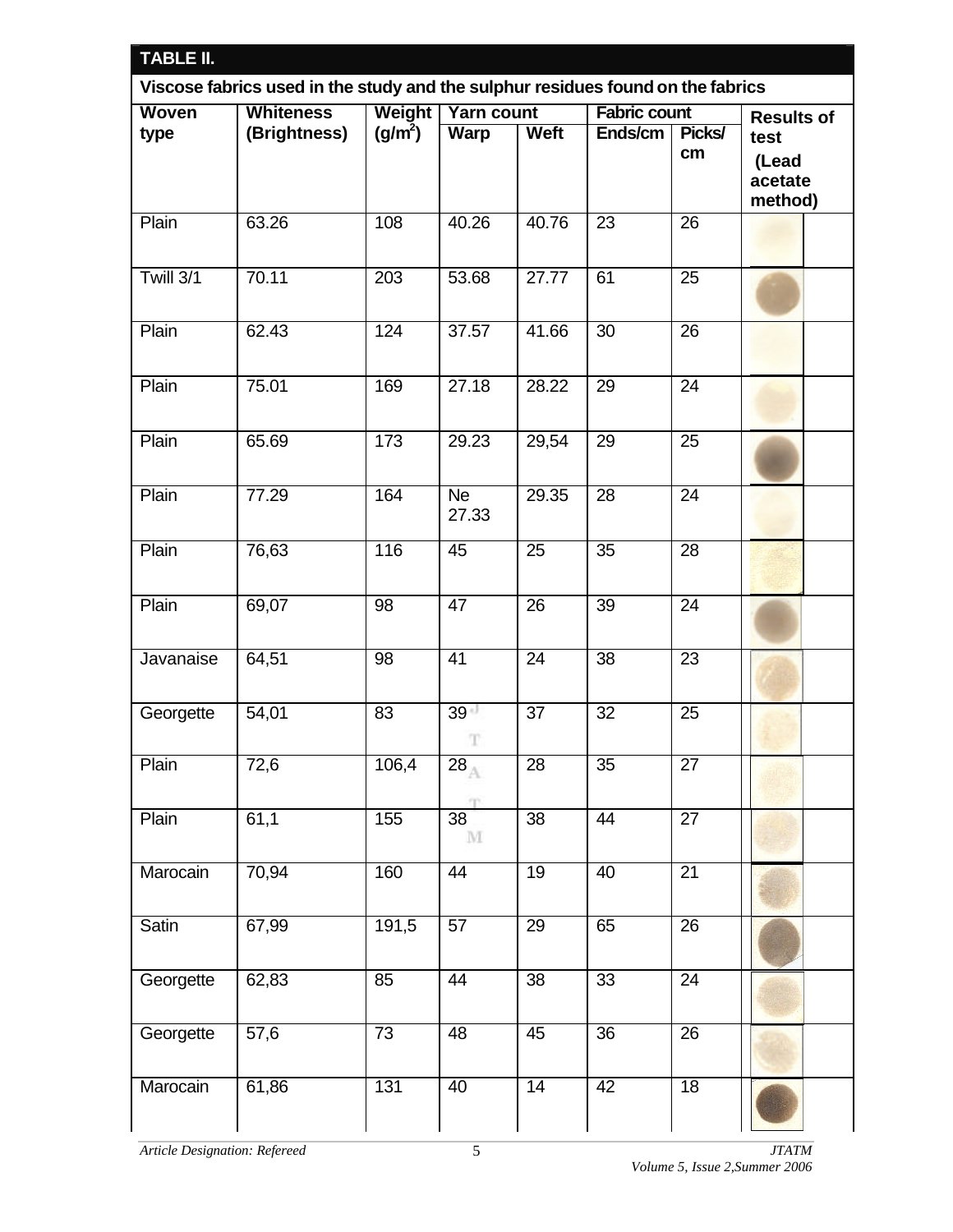**TABLE II.**

**Viscose fabrics used in the study and the sulphur residues found on the fabrics**

| Woven type | Whiteness (Brightness) | Weight ($g/m^2$) | Yarn count | | Fabric count | | Results of test (Lead acetate method) |
|---|---|---|---|---|---|---|---|
| | | | Warp | Weft | Ends/cm | Picks/cm | |
| Plain | 63.26 | 108 | 40.26 | 40.76 | 23 | 26 | |
| Twill 3/1 | 70.11 | 203 | 53.68 | 27.77 | 61 | 25 | |
| Plain | 62.43 | 124 | 37.57 | 41.66 | 30 | 26 | |
| Plain | 75.01 | 169 | 27.18 | 28.22 | 29 | 24 | |
| Plain | 65.69 | 173 | 29.23 | 29,54 | 29 | 25 | |
| Plain | 77.29 | 164 | Ne 27.33 | 29.35 | 28 | 24 | |
| Plain | 76,63 | 116 | 45 | 25 | 35 | 28 | |
| Plain | 69,07 | 98 | 47 | 26 | 39 | 24 | |
| Javanaise | 64,51 | 98 | 41 | 24 | 38 | 23 | |
| Georgette | 54,01 | 83 | 39 | 37 | 32 | 25 | |
| Plain | 72,6 | 106,4 | 28 | 28 | 35 | 27 | |
| Plain | 61,1 | 155 | 38 | 38 | 44 | 27 | |
| Marocain | 70,94 | 160 | 44 | 19 | 40 | 21 | |
| Satin | 67,99 | 191,5 | 57 | 29 | 65 | 26 | |
| Georgette | 62,83 | 85 | 44 | 38 | 33 | 24 | |
| Georgette | 57,6 | 73 | 48 | 45 | 36 | 26 | |
| Marocain | 61,86 | 131 | 40 | 14 | 42 | 18 | |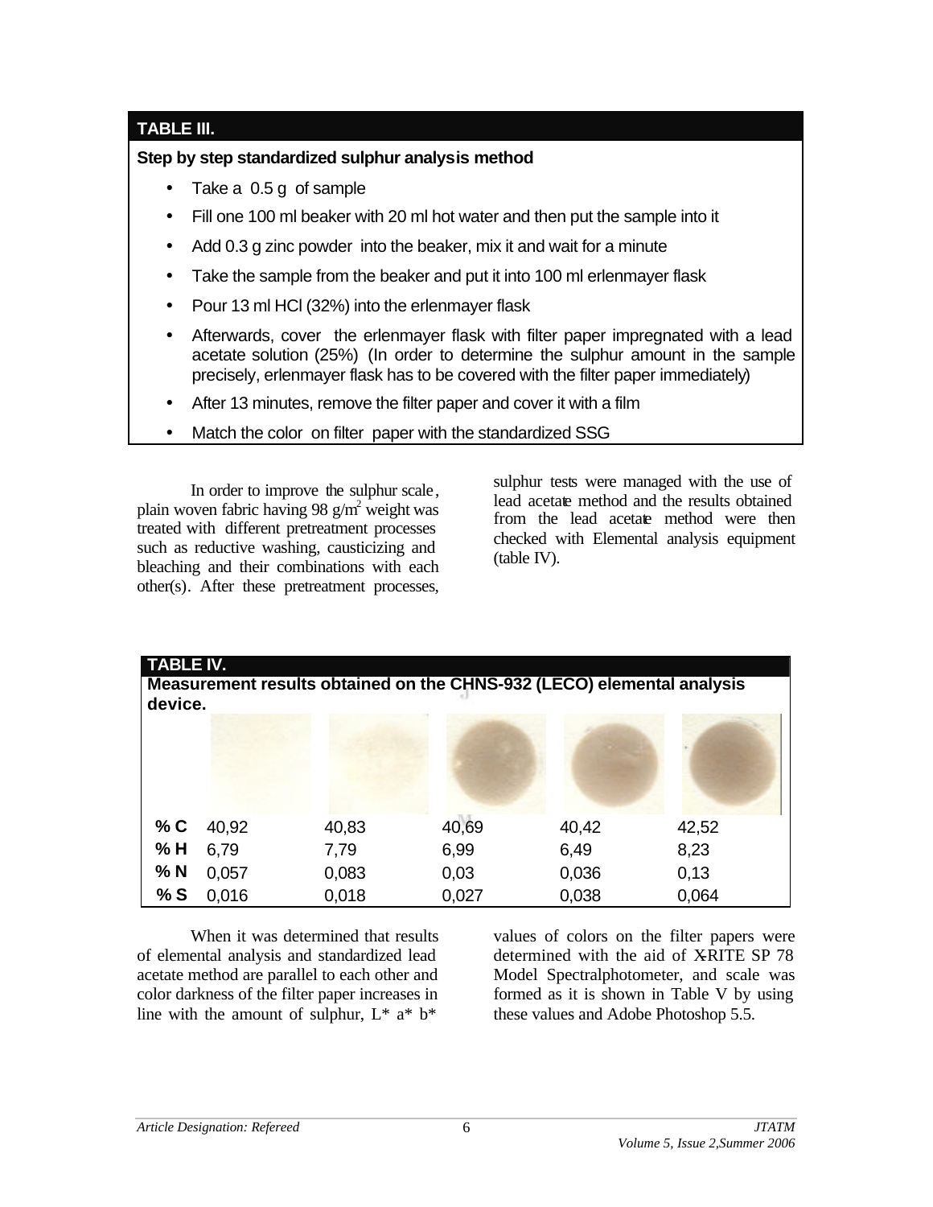**TABLE III.**

**Step by step standardized sulphur analysis method**

- Take a 0.5 g of sample
- Fill one 100 ml beaker with 20 ml hot water and then put the sample into it
- Add 0.3 g zinc powder into the beaker, mix it and wait for a minute
- Take the sample from the beaker and put it into 100 ml erlenmayer flask
- Pour 13 ml HCl (32%) into the erlenmayer flask
- Afterwards, cover the erlenmayer flask with filter paper impregnated with a lead acetate solution (25%) (In order to determine the sulphur amount in the sample precisely, erlenmayer flask has to be covered with the filter paper immediately)
- After 13 minutes, remove the filter paper and cover it with a film
- Match the color on filter paper with the standardized SSG

In order to improve the sulphur scale, plain woven fabric having 98 g/m$^2$ weight was treated with different pretreatment processes such as reductive washing, causticizing and bleaching and their combinations with each other(s). After these pretreatment processes, sulphur tests were managed with the use of lead acetate method and the results obtained from the lead acetate method were then checked with Elemental analysis equipment (table IV).

**TABLE IV.**

**Measurement results obtained on the CHNS-932 (LECO) elemental analysis device.**

| | | | | | |
|---|---|---|---|---|---|
| **% C** | 40,92 | 40,83 | 40,69 | 40,42 | 42,52 |
| **% H** | 6,79 | 7,79 | 6,99 | 6,49 | 8,23 |
| **% N** | 0,057 | 0,083 | 0,03 | 0,036 | 0,13 |
| **% S** | 0,016 | 0,018 | 0,027 | 0,038 | 0,064 |

When it was determined that results of elemental analysis and standardized lead acetate method are parallel to each other and color darkness of the filter paper increases in line with the amount of sulphur, L* a* b* values of colors on the filter papers were determined with the aid of X-RITE SP 78 Model Spectralphotometer, and scale was formed as it is shown in Table V by using these values and Adobe Photoshop 5.5.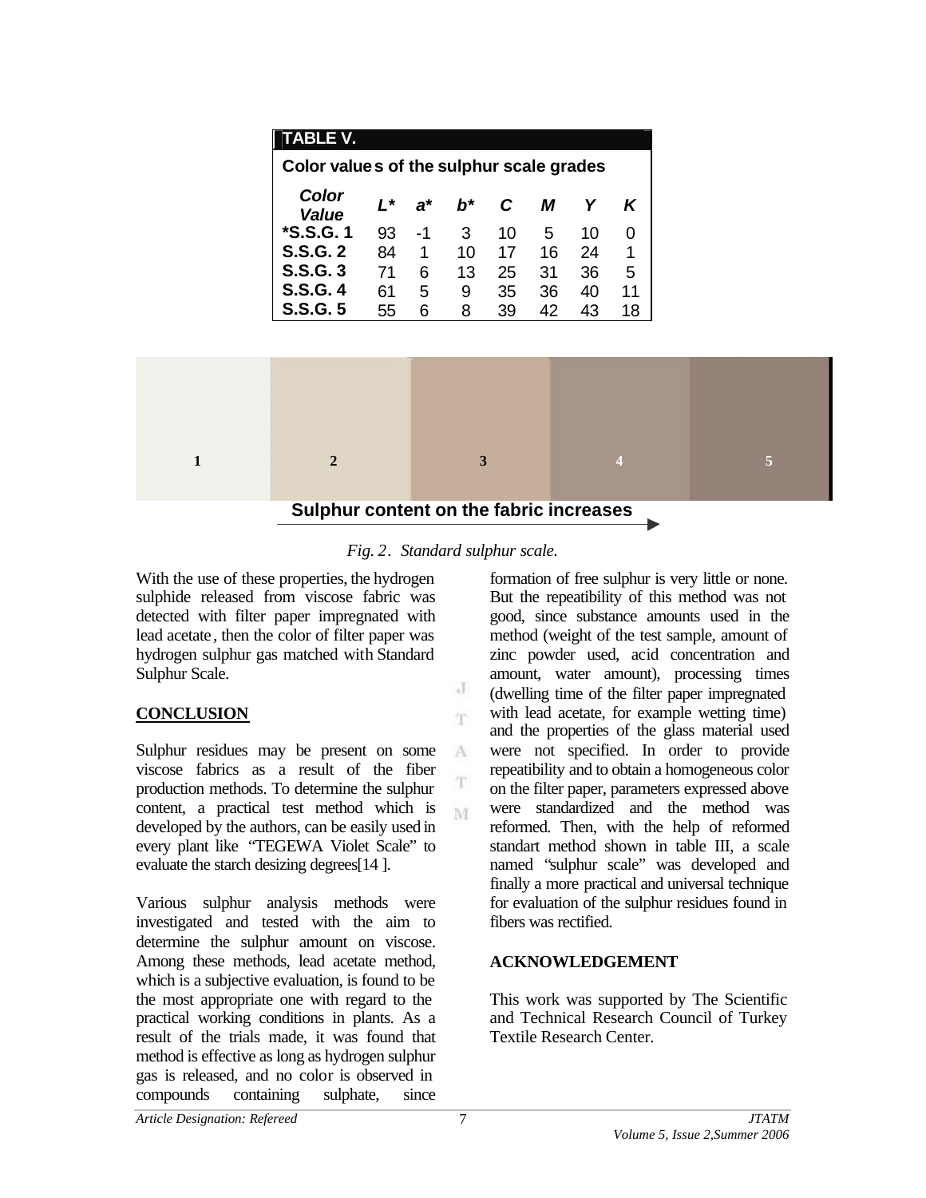**TABLE V.**

**Color values of the sulphur scale grades**

| *Color Value* | *L** | *a** | *b** | *C* | *M* | *Y* | *K* |
|---|---|---|---|---|---|---|---|
| ***S.S.G. 1** | 93 | -1 | 3 | 10 | 5 | 10 | 0 |
| **S.S.G. 2** | 84 | 1 | 10 | 17 | 16 | 24 | 1 |
| **S.S.G. 3** | 71 | 6 | 13 | 25 | 31 | 36 | 5 |
| **S.S.G. 4** | 61 | 5 | 9 | 35 | 36 | 40 | 11 |
| **S.S.G. 5** | 55 | 6 | 8 | 39 | 42 | 43 | 18 |

1 2 3 4 5

**Sulphur content on the fabric increases**

*Fig. 2. Standard sulphur scale.*

With the use of these properties, the hydrogen sulphide released from viscose fabric was detected with filter paper impregnated with lead acetate, then the color of filter paper was hydrogen sulphur gas matched with Standard Sulphur Scale.

## CONCLUSION

Sulphur residues may be present on some viscose fabrics as a result of the fiber production methods. To determine the sulphur content, a practical test method which is developed by the authors, can be easily used in every plant like "TEGEWA Violet Scale" to evaluate the starch desizing degrees[14 ].

Various sulphur analysis methods were investigated and tested with the aim to determine the sulphur amount on viscose. Among these methods, lead acetate method, which is a subjective evaluation, is found to be the most appropriate one with regard to the practical working conditions in plants. As a result of the trials made, it was found that method is effective as long as hydrogen sulphur gas is released, and no color is observed in compounds containing sulphate, since formation of free sulphur is very little or none. But the repeatibility of this method was not good, since substance amounts used in the method (weight of the test sample, amount of zinc powder used, acid concentration and amount, water amount), processing times (dwelling time of the filter paper impregnated with lead acetate, for example wetting time) and the properties of the glass material used were not specified. In order to provide repeatibility and to obtain a homogeneous color on the filter paper, parameters expressed above were standardized and the method was reformed. Then, with the help of reformed standart method shown in table III, a scale named "sulphur scale" was developed and finally a more practical and universal technique for evaluation of the sulphur residues found in fibers was rectified.

## ACKNOWLEDGEMENT

This work was supported by The Scientific and Technical Research Council of Turkey Textile Research Center.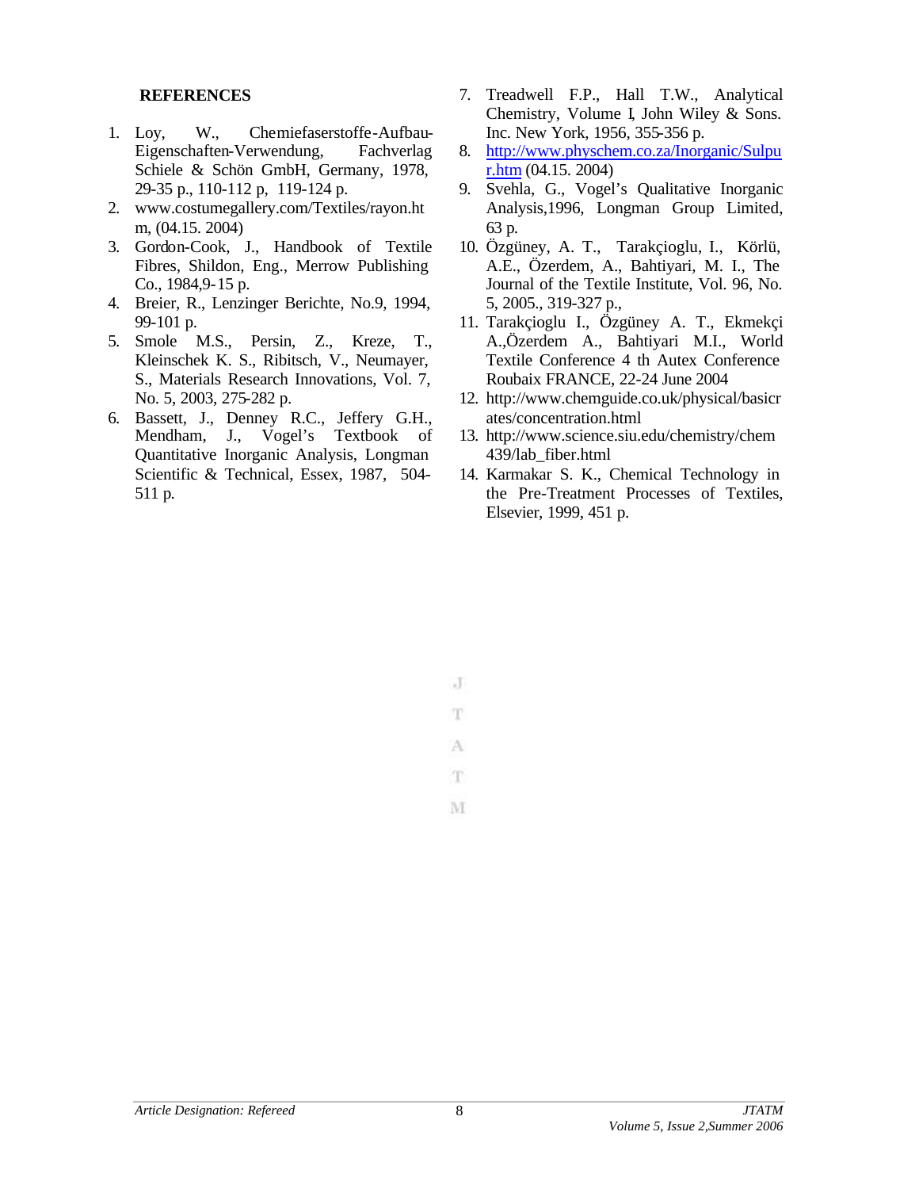## REFERENCES

1. Loy, W., Chemiefaserstoffe-Aufbau-Eigenschaften-Verwendung, Fachverlag Schiele & Schön GmbH, Germany, 1978, 29-35 p., 110-112 p, 119-124 p.
2. www.costumegallery.com/Textiles/rayon.htm, (04.15. 2004)
3. Gordon-Cook, J., Handbook of Textile Fibres, Shildon, Eng., Merrow Publishing Co., 1984,9-15 p.
4. Breier, R., Lenzinger Berichte, No.9, 1994, 99-101 p.
5. Smole M.S., Persin, Z., Kreze, T., Kleinschek K. S., Ribitsch, V., Neumayer, S., Materials Research Innovations, Vol. 7, No. 5, 2003, 275-282 p.
6. Bassett, J., Denney R.C., Jeffery G.H., Mendham, J., Vogel's Textbook of Quantitative Inorganic Analysis, Longman Scientific & Technical, Essex, 1987, 504-511 p.
7. Treadwell F.P., Hall T.W., Analytical Chemistry, Volume I, John Wiley & Sons. Inc. New York, 1956, 355-356 p.
8. http://www.physchem.co.za/Inorganic/Sulpur.htm (04.15. 2004)
9. Svehla, G., Vogel's Qualitative Inorganic Analysis,1996, Longman Group Limited, 63 p.
10. Özgüney, A. T., Tarakçioglu, I., Körlü, A.E., Özerdem, A., Bahtiyari, M. I., The Journal of the Textile Institute, Vol. 96, No. 5, 2005., 319-327 p.,
11. Tarakçioglu I., Özgüney A. T., Ekmekçi A.,Özerdem A., Bahtiyari M.I., World Textile Conference 4 th Autex Conference Roubaix FRANCE, 22-24 June 2004
12. http://www.chemguide.co.uk/physical/basicrates/concentration.html
13. http://www.science.siu.edu/chemistry/chem439/lab_fiber.html
14. Karmakar S. K., Chemical Technology in the Pre-Treatment Processes of Textiles, Elsevier, 1999, 451 p.